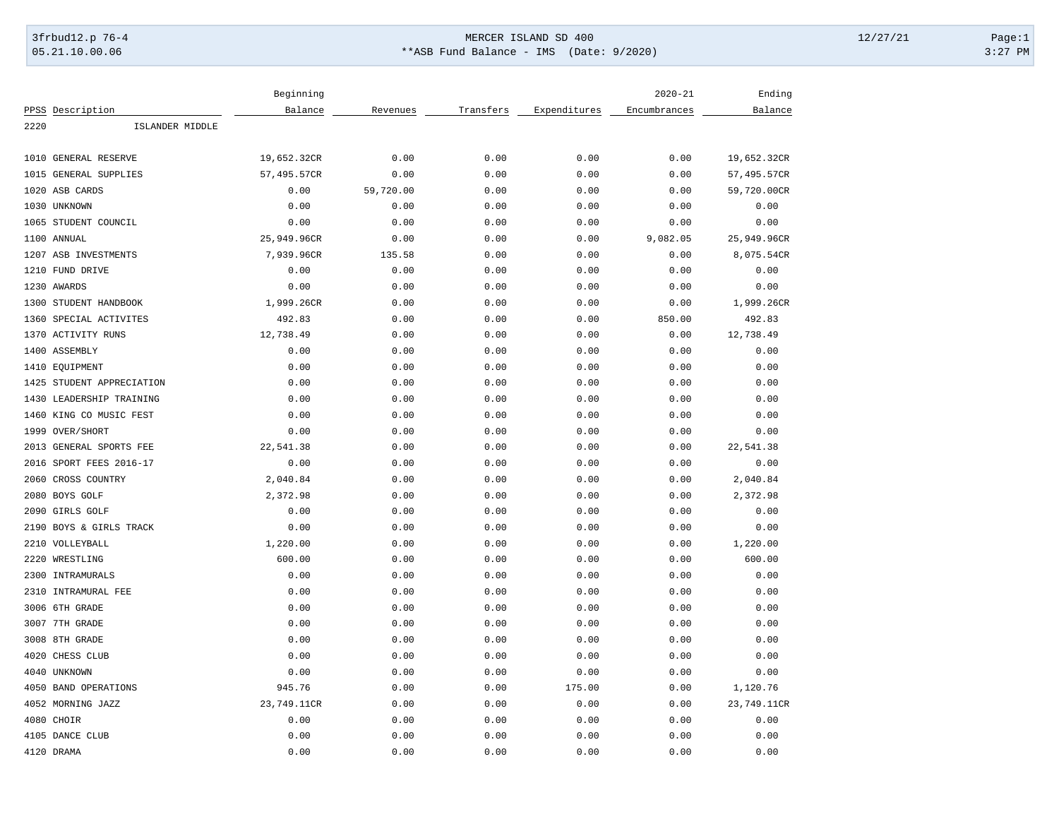MERCER ISLAND SD 400

**ASB Fund Balance - IMS (Date: 9/2020)

| PPSS | Description | Beginning Balance | Revenues | Transfers | Expenditures | 2020-21 Encumbrances | Ending Balance |
|---|---|---|---|---|---|---|---|
| 2220 | ISLANDER MIDDLE | | | | | | |
| 1010 | GENERAL RESERVE | 19,652.32CR | 0.00 | 0.00 | 0.00 | 0.00 | 19,652.32CR |
| 1015 | GENERAL SUPPLIES | 57,495.57CR | 0.00 | 0.00 | 0.00 | 0.00 | 57,495.57CR |
| 1020 | ASB CARDS | 0.00 | 59,720.00 | 0.00 | 0.00 | 0.00 | 59,720.00CR |
| 1030 | UNKNOWN | 0.00 | 0.00 | 0.00 | 0.00 | 0.00 | 0.00 |
| 1065 | STUDENT COUNCIL | 0.00 | 0.00 | 0.00 | 0.00 | 0.00 | 0.00 |
| 1100 | ANNUAL | 25,949.96CR | 0.00 | 0.00 | 0.00 | 9,082.05 | 25,949.96CR |
| 1207 | ASB INVESTMENTS | 7,939.96CR | 135.58 | 0.00 | 0.00 | 0.00 | 8,075.54CR |
| 1210 | FUND DRIVE | 0.00 | 0.00 | 0.00 | 0.00 | 0.00 | 0.00 |
| 1230 | AWARDS | 0.00 | 0.00 | 0.00 | 0.00 | 0.00 | 0.00 |
| 1300 | STUDENT HANDBOOK | 1,999.26CR | 0.00 | 0.00 | 0.00 | 0.00 | 1,999.26CR |
| 1360 | SPECIAL ACTIVITES | 492.83 | 0.00 | 0.00 | 0.00 | 850.00 | 492.83 |
| 1370 | ACTIVITY RUNS | 12,738.49 | 0.00 | 0.00 | 0.00 | 0.00 | 12,738.49 |
| 1400 | ASSEMBLY | 0.00 | 0.00 | 0.00 | 0.00 | 0.00 | 0.00 |
| 1410 | EQUIPMENT | 0.00 | 0.00 | 0.00 | 0.00 | 0.00 | 0.00 |
| 1425 | STUDENT APPRECIATION | 0.00 | 0.00 | 0.00 | 0.00 | 0.00 | 0.00 |
| 1430 | LEADERSHIP TRAINING | 0.00 | 0.00 | 0.00 | 0.00 | 0.00 | 0.00 |
| 1460 | KING CO MUSIC FEST | 0.00 | 0.00 | 0.00 | 0.00 | 0.00 | 0.00 |
| 1999 | OVER/SHORT | 0.00 | 0.00 | 0.00 | 0.00 | 0.00 | 0.00 |
| 2013 | GENERAL SPORTS FEE | 22,541.38 | 0.00 | 0.00 | 0.00 | 0.00 | 22,541.38 |
| 2016 | SPORT FEES 2016-17 | 0.00 | 0.00 | 0.00 | 0.00 | 0.00 | 0.00 |
| 2060 | CROSS COUNTRY | 2,040.84 | 0.00 | 0.00 | 0.00 | 0.00 | 2,040.84 |
| 2080 | BOYS GOLF | 2,372.98 | 0.00 | 0.00 | 0.00 | 0.00 | 2,372.98 |
| 2090 | GIRLS GOLF | 0.00 | 0.00 | 0.00 | 0.00 | 0.00 | 0.00 |
| 2190 | BOYS & GIRLS TRACK | 0.00 | 0.00 | 0.00 | 0.00 | 0.00 | 0.00 |
| 2210 | VOLLEYBALL | 1,220.00 | 0.00 | 0.00 | 0.00 | 0.00 | 1,220.00 |
| 2220 | WRESTLING | 600.00 | 0.00 | 0.00 | 0.00 | 0.00 | 600.00 |
| 2300 | INTRAMURALS | 0.00 | 0.00 | 0.00 | 0.00 | 0.00 | 0.00 |
| 2310 | INTRAMURAL FEE | 0.00 | 0.00 | 0.00 | 0.00 | 0.00 | 0.00 |
| 3006 | 6TH GRADE | 0.00 | 0.00 | 0.00 | 0.00 | 0.00 | 0.00 |
| 3007 | 7TH GRADE | 0.00 | 0.00 | 0.00 | 0.00 | 0.00 | 0.00 |
| 3008 | 8TH GRADE | 0.00 | 0.00 | 0.00 | 0.00 | 0.00 | 0.00 |
| 4020 | CHESS CLUB | 0.00 | 0.00 | 0.00 | 0.00 | 0.00 | 0.00 |
| 4040 | UNKNOWN | 0.00 | 0.00 | 0.00 | 0.00 | 0.00 | 0.00 |
| 4050 | BAND OPERATIONS | 945.76 | 0.00 | 0.00 | 175.00 | 0.00 | 1,120.76 |
| 4052 | MORNING JAZZ | 23,749.11CR | 0.00 | 0.00 | 0.00 | 0.00 | 23,749.11CR |
| 4080 | CHOIR | 0.00 | 0.00 | 0.00 | 0.00 | 0.00 | 0.00 |
| 4105 | DANCE CLUB | 0.00 | 0.00 | 0.00 | 0.00 | 0.00 | 0.00 |
| 4120 | DRAMA | 0.00 | 0.00 | 0.00 | 0.00 | 0.00 | 0.00 |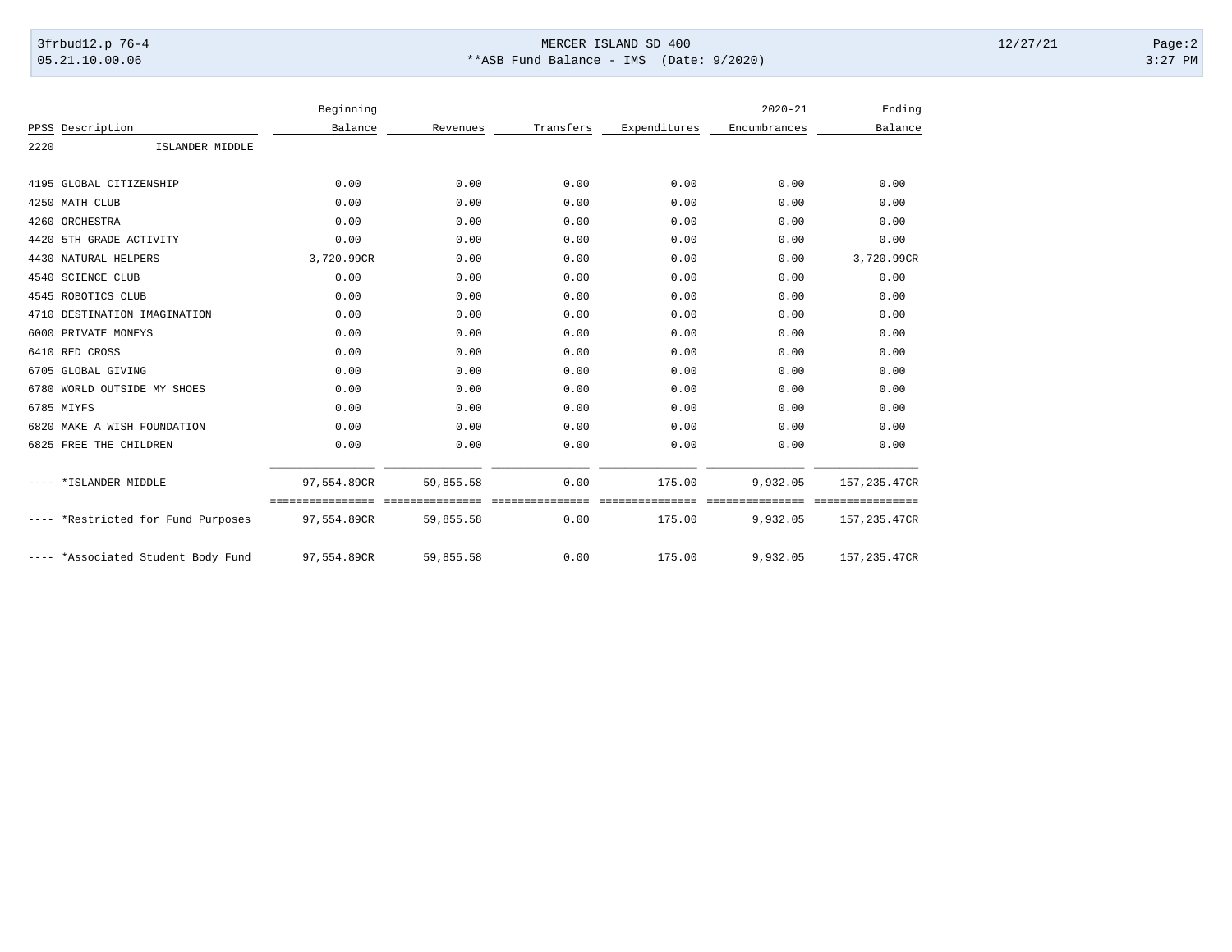| PPSS | Description | Beginning Balance | Revenues | Transfers | Expenditures | 2020-21 Encumbrances | Ending Balance |
|---|---|---|---|---|---|---|---|
| 2220 | ISLANDER MIDDLE | | | | | | |
| 4195 | GLOBAL CITIZENSHIP | 0.00 | 0.00 | 0.00 | 0.00 | 0.00 | 0.00 |
| 4250 | MATH CLUB | 0.00 | 0.00 | 0.00 | 0.00 | 0.00 | 0.00 |
| 4260 | ORCHESTRA | 0.00 | 0.00 | 0.00 | 0.00 | 0.00 | 0.00 |
| 4420 | 5TH GRADE ACTIVITY | 0.00 | 0.00 | 0.00 | 0.00 | 0.00 | 0.00 |
| 4430 | NATURAL HELPERS | 3,720.99CR | 0.00 | 0.00 | 0.00 | 0.00 | 3,720.99CR |
| 4540 | SCIENCE CLUB | 0.00 | 0.00 | 0.00 | 0.00 | 0.00 | 0.00 |
| 4545 | ROBOTICS CLUB | 0.00 | 0.00 | 0.00 | 0.00 | 0.00 | 0.00 |
| 4710 | DESTINATION IMAGINATION | 0.00 | 0.00 | 0.00 | 0.00 | 0.00 | 0.00 |
| 6000 | PRIVATE MONEYS | 0.00 | 0.00 | 0.00 | 0.00 | 0.00 | 0.00 |
| 6410 | RED CROSS | 0.00 | 0.00 | 0.00 | 0.00 | 0.00 | 0.00 |
| 6705 | GLOBAL GIVING | 0.00 | 0.00 | 0.00 | 0.00 | 0.00 | 0.00 |
| 6780 | WORLD OUTSIDE MY SHOES | 0.00 | 0.00 | 0.00 | 0.00 | 0.00 | 0.00 |
| 6785 | MIYFS | 0.00 | 0.00 | 0.00 | 0.00 | 0.00 | 0.00 |
| 6820 | MAKE A WISH FOUNDATION | 0.00 | 0.00 | 0.00 | 0.00 | 0.00 | 0.00 |
| 6825 | FREE THE CHILDREN | 0.00 | 0.00 | 0.00 | 0.00 | 0.00 | 0.00 |
| ---- | *ISLANDER MIDDLE | 97,554.89CR | 59,855.58 | 0.00 | 175.00 | 9,932.05 | 157,235.47CR |
| ---- | *Restricted for Fund Purposes | 97,554.89CR | 59,855.58 | 0.00 | 175.00 | 9,932.05 | 157,235.47CR |
| ---- | *Associated Student Body Fund | 97,554.89CR | 59,855.58 | 0.00 | 175.00 | 9,932.05 | 157,235.47CR |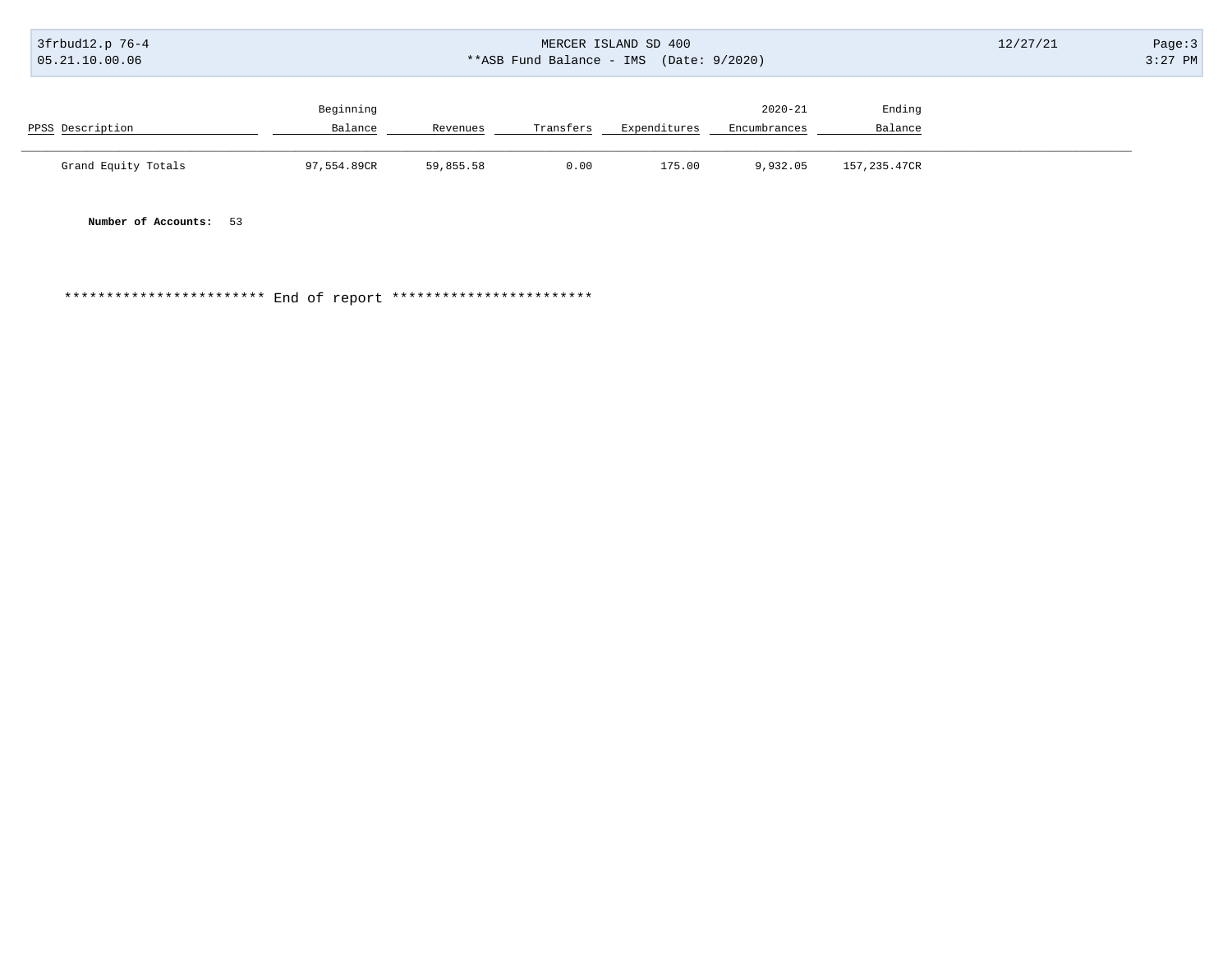| PPSS | Description | Beginning Balance | Revenues | Transfers | Expenditures | 2020-21 Encumbrances | Ending Balance |
|---|---|---|---|---|---|---|---|
| | Grand Equity Totals | 97,554.89CR | 59,855.58 | 0.00 | 175.00 | 9,932.05 | 157,235.47CR |

**Number of Accounts:** 53

************************ End of report ************************